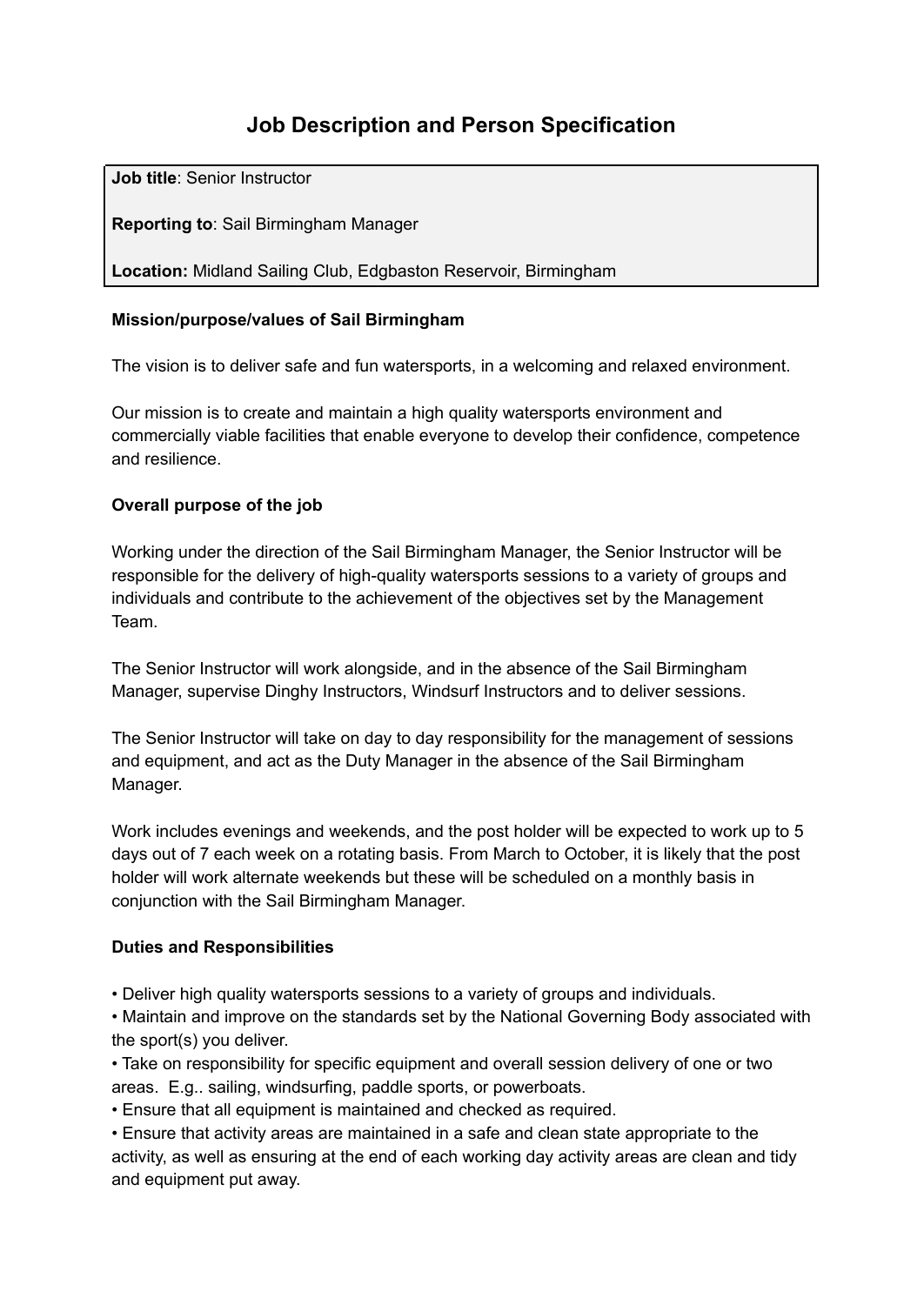# Job Description and Person Specification

**Job title**: Senior Instructor

**Reporting to**: Sail Birmingham Manager

**Location:** Midland Sailing Club, Edgbaston Reservoir, Birmingham

**Mission/purpose/values of Sail Birmingham**

The vision is to deliver safe and fun watersports, in a welcoming and relaxed environment.

Our mission is to create and maintain a high quality watersports environment and commercially viable facilities that enable everyone to develop their confidence, competence and resilience.

**Overall purpose of the job**

Working under the direction of the Sail Birmingham Manager, the Senior Instructor will be responsible for the delivery of high-quality watersports sessions to a variety of groups and individuals and contribute to the achievement of the objectives set by the Management Team.

The Senior Instructor will work alongside, and in the absence of the Sail Birmingham Manager, supervise Dinghy Instructors, Windsurf Instructors and to deliver sessions.

The Senior Instructor will take on day to day responsibility for the management of sessions and equipment, and act as the Duty Manager in the absence of the Sail Birmingham Manager.

Work includes evenings and weekends, and the post holder will be expected to work up to 5 days out of 7 each week on a rotating basis. From March to October, it is likely that the post holder will work alternate weekends but these will be scheduled on a monthly basis in conjunction with the Sail Birmingham Manager.

**Duties and Responsibilities**

- Deliver high quality watersports sessions to a variety of groups and individuals.
- Maintain and improve on the standards set by the National Governing Body associated with the sport(s) you deliver.
- Take on responsibility for specific equipment and overall session delivery of one or two areas. E.g.. sailing, windsurfing, paddle sports, or powerboats.
- Ensure that all equipment is maintained and checked as required.
- Ensure that activity areas are maintained in a safe and clean state appropriate to the activity, as well as ensuring at the end of each working day activity areas are clean and tidy and equipment put away.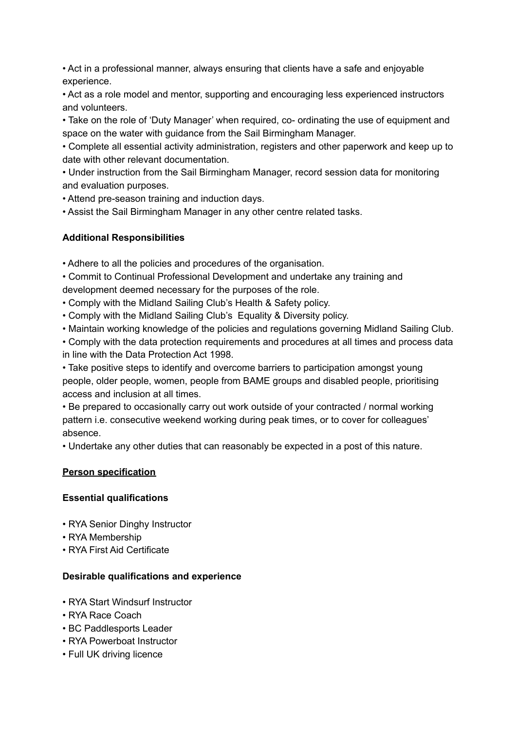- Act in a professional manner, always ensuring that clients have a safe and enjoyable experience.
- Act as a role model and mentor, supporting and encouraging less experienced instructors and volunteers.
- Take on the role of 'Duty Manager' when required, co- ordinating the use of equipment and space on the water with guidance from the Sail Birmingham Manager.
- Complete all essential activity administration, registers and other paperwork and keep up to date with other relevant documentation.
- Under instruction from the Sail Birmingham Manager, record session data for monitoring and evaluation purposes.
- Attend pre-season training and induction days.
- Assist the Sail Birmingham Manager in any other centre related tasks.

**Additional Responsibilities**

- Adhere to all the policies and procedures of the organisation.
- Commit to Continual Professional Development and undertake any training and development deemed necessary for the purposes of the role.
- Comply with the Midland Sailing Club's Health & Safety policy.
- Comply with the Midland Sailing Club's Equality & Diversity policy.
- Maintain working knowledge of the policies and regulations governing Midland Sailing Club.
- Comply with the data protection requirements and procedures at all times and process data in line with the Data Protection Act 1998.
- Take positive steps to identify and overcome barriers to participation amongst young people, older people, women, people from BAME groups and disabled people, prioritising access and inclusion at all times.
- Be prepared to occasionally carry out work outside of your contracted / normal working pattern i.e. consecutive weekend working during peak times, or to cover for colleagues' absence.
- Undertake any other duties that can reasonably be expected in a post of this nature.

**Person specification**

**Essential qualifications**

- RYA Senior Dinghy Instructor
- RYA Membership
- RYA First Aid Certificate

**Desirable qualifications and experience**

- RYA Start Windsurf Instructor
- RYA Race Coach
- BC Paddlesports Leader
- RYA Powerboat Instructor
- Full UK driving licence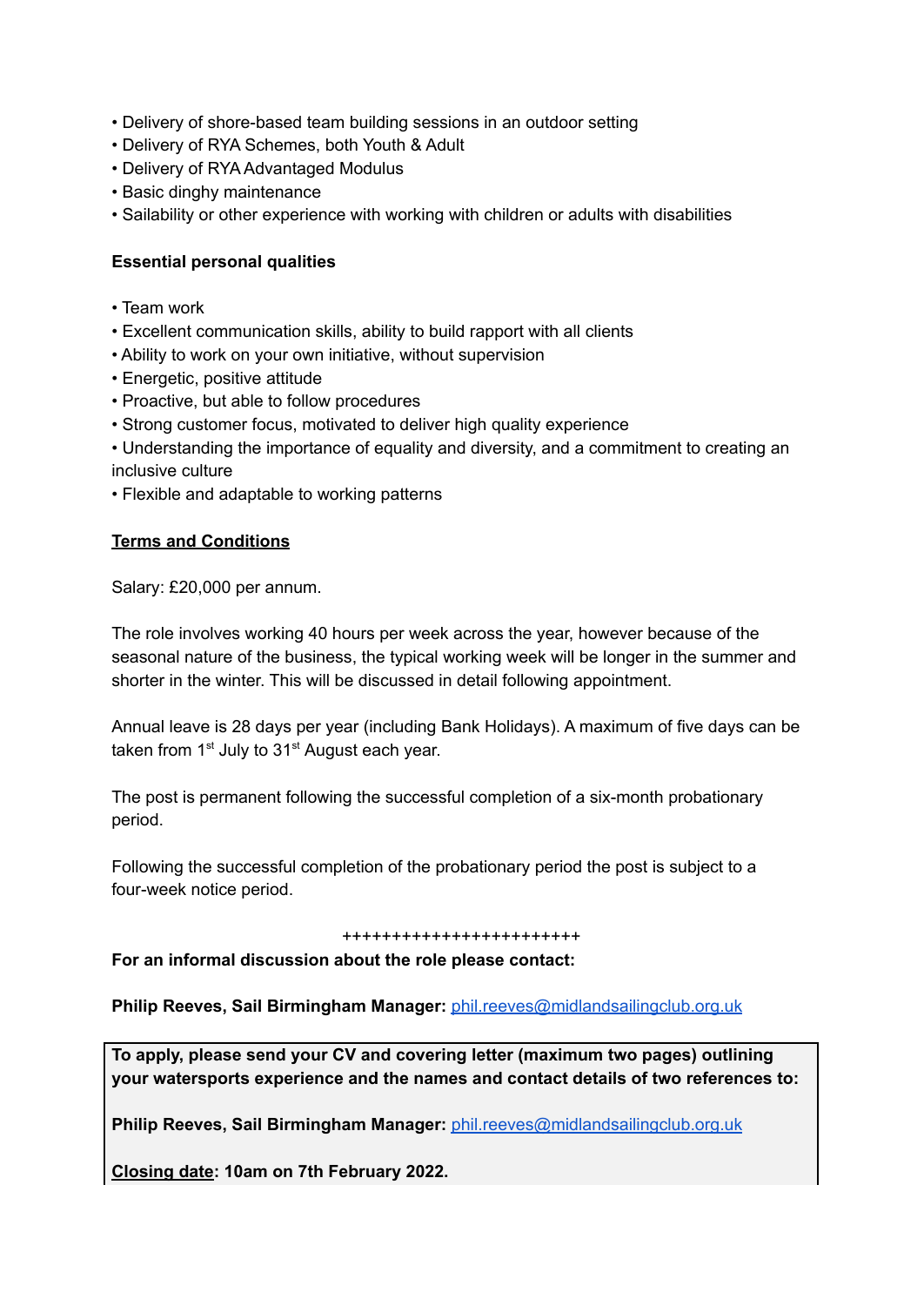- Delivery of shore-based team building sessions in an outdoor setting
- Delivery of RYA Schemes, both Youth & Adult
- Delivery of RYA Advantaged Modulus
- Basic dinghy maintenance
- Sailability or other experience with working with children or adults with disabilities

**Essential personal qualities**

- Team work
- Excellent communication skills, ability to build rapport with all clients
- Ability to work on your own initiative, without supervision
- Energetic, positive attitude
- Proactive, but able to follow procedures
- Strong customer focus, motivated to deliver high quality experience
- Understanding the importance of equality and diversity, and a commitment to creating an inclusive culture
- Flexible and adaptable to working patterns

**Terms and Conditions**

Salary: £20,000 per annum.

The role involves working 40 hours per week across the year, however because of the seasonal nature of the business, the typical working week will be longer in the summer and shorter in the winter. This will be discussed in detail following appointment.

Annual leave is 28 days per year (including Bank Holidays). A maximum of five days can be taken from 1st July to 31st August each year.

The post is permanent following the successful completion of a six-month probationary period.

Following the successful completion of the probationary period the post is subject to a four-week notice period.

++++++++++++++++++++++++

**For an informal discussion about the role please contact:**

**Philip Reeves, Sail Birmingham Manager:** phil.reeves@midlandsailingclub.org.uk

**To apply, please send your CV and covering letter (maximum two pages) outlining your watersports experience and the names and contact details of two references to:**

**Philip Reeves, Sail Birmingham Manager:** phil.reeves@midlandsailingclub.org.uk

**Closing date: 10am on 7th February 2022.**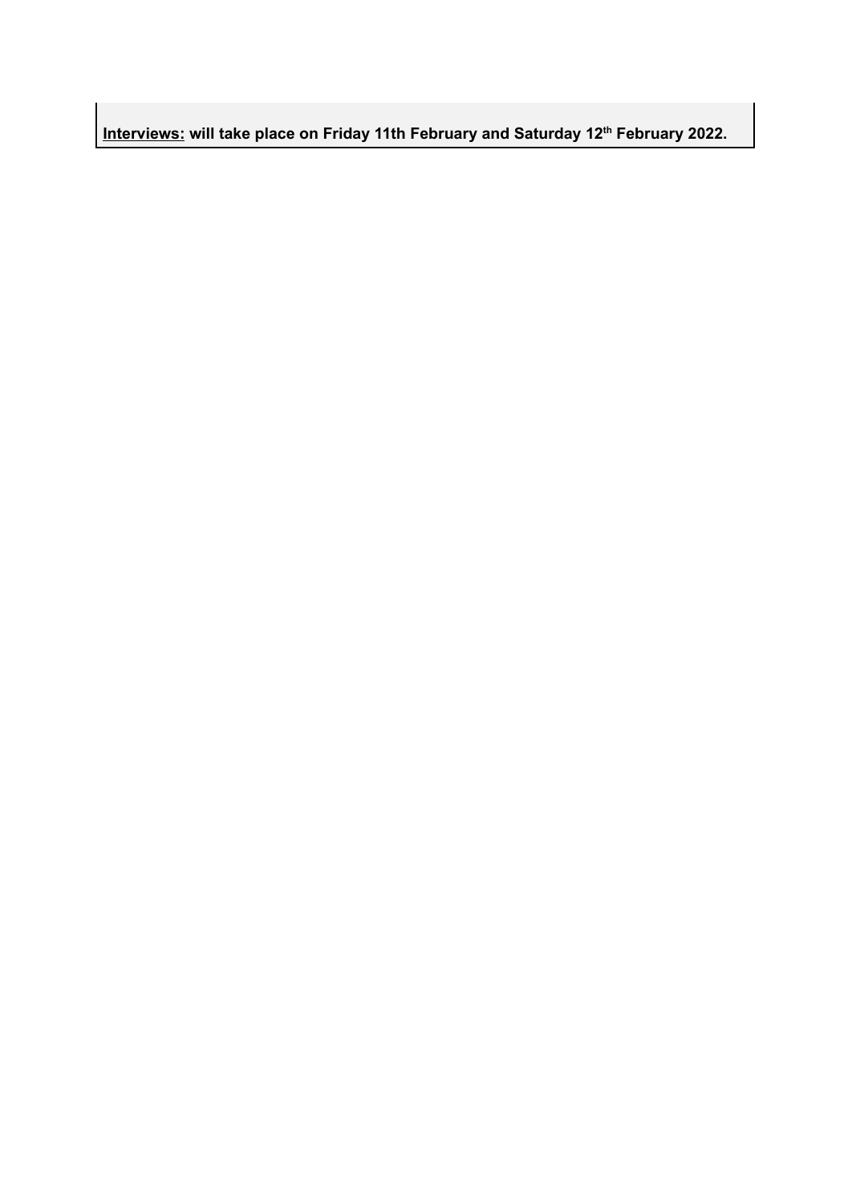**<u>Interviews:</u> will take place on Friday 11th February and Saturday 12th February 2022.**